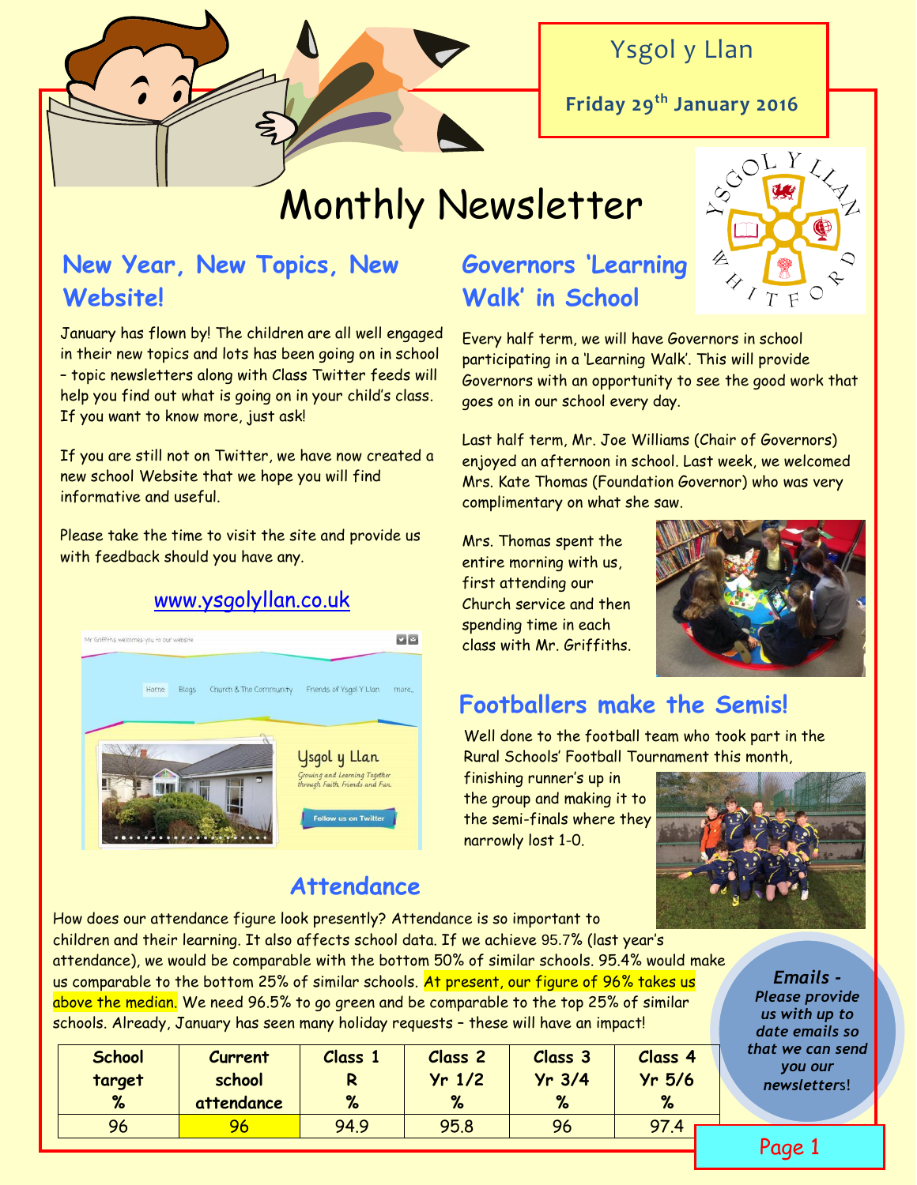Ysgol y Llan

**Friday 29th January 2016**

# Monthly Newsletter

## New Year, New Topics, New Website!

January has flown by! The children are all well engaged in their new topics and lots has been going on in school – topic newsletters along with Class Twitter feeds will help you find out what is going on in your child's class. If you want to know more, just ask!

If you are still not on Twitter, we have now created a new school Website that we hope you will find informative and useful.

Please take the time to visit the site and provide us with feedback should you have any.

www.ysgolyllan.co.uk

## Governors 'Learning Walk' in School

Every half term, we will have Governors in school participating in a 'Learning Walk'. This will provide Governors with an opportunity to see the good work that goes on in our school every day.

Last half term, Mr. Joe Williams (Chair of Governors) enjoyed an afternoon in school. Last week, we welcomed Mrs. Kate Thomas (Foundation Governor) who was very complimentary on what she saw.

Mrs. Thomas spent the entire morning with us, first attending our Church service and then spending time in each class with Mr. Griffiths.

## Footballers make the Semis!

Well done to the football team who took part in the Rural Schools' Football Tournament this month, finishing runner's up in the group and making it to the semi-finals where they narrowly lost 1-0.

## Attendance

How does our attendance figure look presently? Attendance is so important to children and their learning. It also affects school data. If we achieve 95.7% (last year's attendance), we would be comparable with the bottom 50% of similar schools. 95.4% would make us comparable to the bottom 25% of similar schools. At present, our figure of 96% takes us above the median. We need 96.5% to go green and be comparable to the top 25% of similar schools. Already, January has seen many holiday requests – these will have an impact!

| School target % | Current school attendance | Class 1 R % | Class 2 Yr 1/2 % | Class 3 Yr 3/4 % | Class 4 Yr 5/6 % |
|---|---|---|---|---|---|
| 96 | 96 | 94.9 | 95.8 | 96 | 97.4 |

***Emails - Please provide us with up to date emails so that we can send you our newsletters!***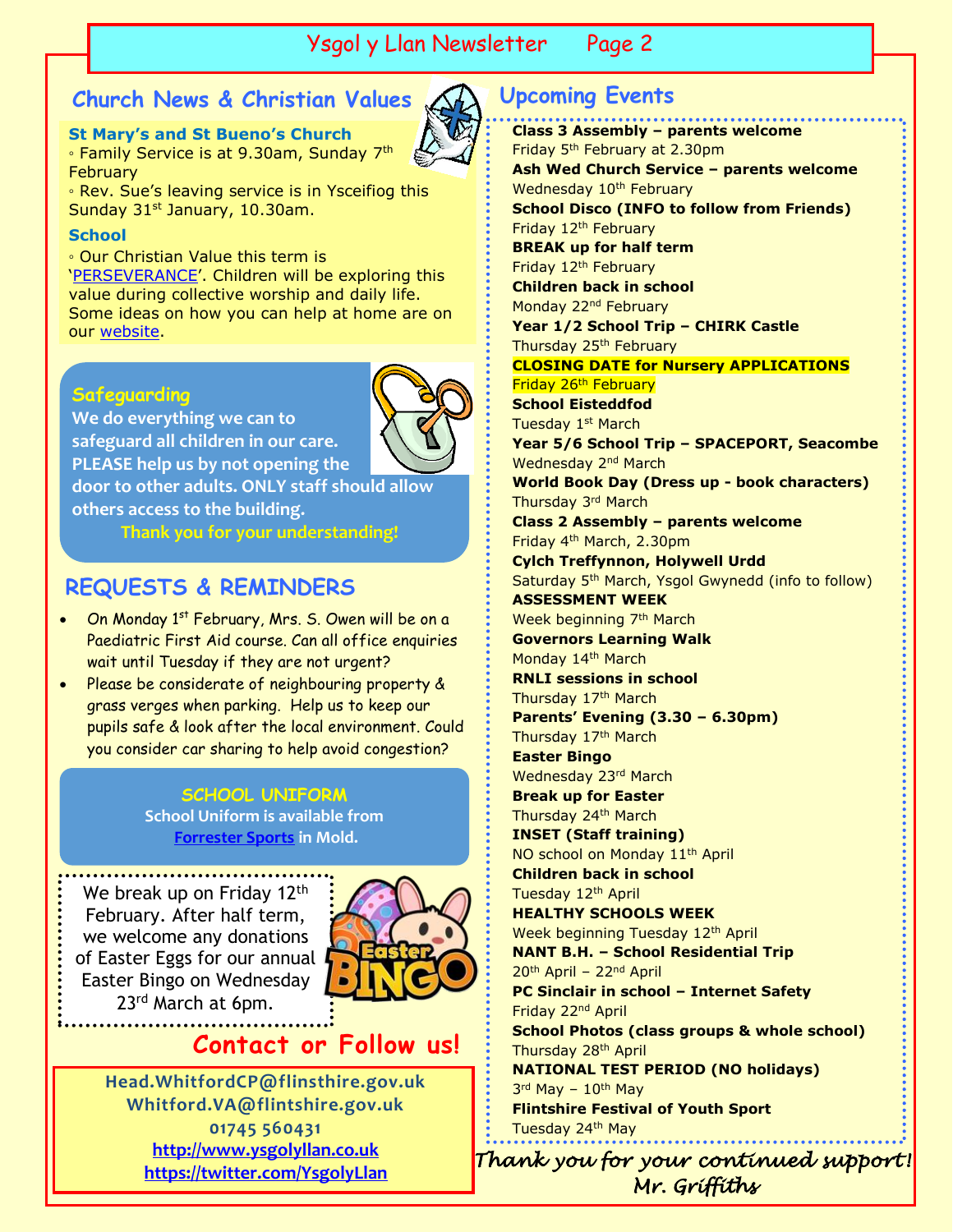# Ysgol y Llan Newsletter Page 2

## Church News & Christian Values

**St Mary's and St Bueno's Church**

◦ Family Service is at 9.30am, Sunday 7th February

◦ Rev. Sue's leaving service is in Ysceifiog this Sunday 31st January, 10.30am.

**School**

◦ Our Christian Value this term is 'PERSEVERANCE'. Children will be exploring this value during collective worship and daily life. Some ideas on how you can help at home are on our website.

## Safeguarding

**We do everything we can to safeguard all children in our care. PLEASE help us by not opening the door to other adults. ONLY staff should allow others access to the building.**

**Thank you for your understanding!**

## REQUESTS & REMINDERS

- On Monday 1st February, Mrs. S. Owen will be on a Paediatric First Aid course. Can all office enquiries wait until Tuesday if they are not urgent?
- Please be considerate of neighbouring property & grass verges when parking. Help us to keep our pupils safe & look after the local environment. Could you consider car sharing to help avoid congestion?

## SCHOOL UNIFORM

**School Uniform is available from Forrester Sports in Mold.**

We break up on Friday 12th February. After half term, we welcome any donations of Easter Eggs for our annual Easter Bingo on Wednesday 23rd March at 6pm.

## Contact or Follow us!

**Head.WhitfordCP@flinsthire.gov.uk**
**Whitford.VA@flintshire.gov.uk**
**01745 560431**
**http://www.ysgolyllan.co.uk**
**https://twitter.com/YsgolyLlan**

## Upcoming Events

**Class 3 Assembly – parents welcome**
Friday 5th February at 2.30pm

**Ash Wed Church Service – parents welcome**
Wednesday 10th February

**School Disco (INFO to follow from Friends)**
Friday 12th February

**BREAK up for half term**
Friday 12th February

**Children back in school**
Monday 22nd February

**Year 1/2 School Trip – CHIRK Castle**
Thursday 25th February

**CLOSING DATE for Nursery APPLICATIONS**
Friday 26th February

**School Eisteddfod**
Tuesday 1st March

**Year 5/6 School Trip – SPACEPORT, Seacombe**
Wednesday 2nd March

**World Book Day (Dress up - book characters)**
Thursday 3rd March

**Class 2 Assembly – parents welcome**
Friday 4th March, 2.30pm

**Cylch Treffynnon, Holywell Urdd**
Saturday 5th March, Ysgol Gwynedd (info to follow)

**ASSESSMENT WEEK**
Week beginning 7th March

**Governors Learning Walk**
Monday 14th March

**RNLI sessions in school**
Thursday 17th March

**Parents' Evening (3.30 – 6.30pm)**
Thursday 17th March

**Easter Bingo**
Wednesday 23rd March

**Break up for Easter**
Thursday 24th March

**INSET (Staff training)**
NO school on Monday 11th April

**Children back in school**
Tuesday 12th April

**HEALTHY SCHOOLS WEEK**
Week beginning Tuesday 12th April

**NANT B.H. – School Residential Trip**
20th April – 22nd April

**PC Sinclair in school – Internet Safety**
Friday 22nd April

**School Photos (class groups & whole school)**
Thursday 28th April

**NATIONAL TEST PERIOD (NO holidays)**
3rd May – 10th May

**Flintshire Festival of Youth Sport**
Tuesday 24th May

*Thank you for your continued support!*
*Mr. Griffiths*